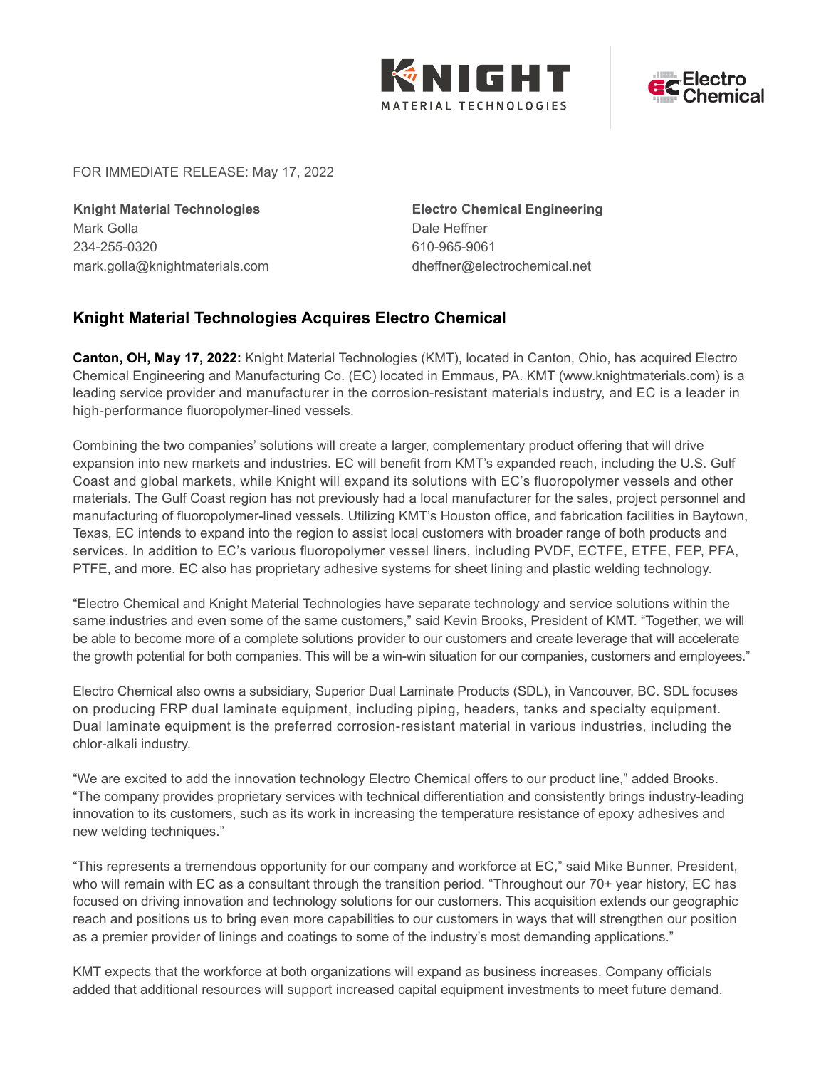FOR IMMEDIATE RELEASE: May 17, 2022

**Knight Material Technologies**
Mark Golla
234-255-0320
mark.golla@knightmaterials.com

**Electro Chemical Engineering**
Dale Heffner
610-965-9061
dheffner@electrochemical.net

## Knight Material Technologies Acquires Electro Chemical

**Canton, OH, May 17, 2022:** Knight Material Technologies (KMT), located in Canton, Ohio, has acquired Electro Chemical Engineering and Manufacturing Co. (EC) located in Emmaus, PA. KMT (www.knightmaterials.com) is a leading service provider and manufacturer in the corrosion-resistant materials industry, and EC is a leader in high-performance fluoropolymer-lined vessels.

Combining the two companies' solutions will create a larger, complementary product offering that will drive expansion into new markets and industries. EC will benefit from KMT's expanded reach, including the U.S. Gulf Coast and global markets, while Knight will expand its solutions with EC's fluoropolymer vessels and other materials. The Gulf Coast region has not previously had a local manufacturer for the sales, project personnel and manufacturing of fluoropolymer-lined vessels. Utilizing KMT's Houston office, and fabrication facilities in Baytown, Texas, EC intends to expand into the region to assist local customers with broader range of both products and services. In addition to EC's various fluoropolymer vessel liners, including PVDF, ECTFE, ETFE, FEP, PFA, PTFE, and more. EC also has proprietary adhesive systems for sheet lining and plastic welding technology.

"Electro Chemical and Knight Material Technologies have separate technology and service solutions within the same industries and even some of the same customers," said Kevin Brooks, President of KMT. "Together, we will be able to become more of a complete solutions provider to our customers and create leverage that will accelerate the growth potential for both companies. This will be a win-win situation for our companies, customers and employees."

Electro Chemical also owns a subsidiary, Superior Dual Laminate Products (SDL), in Vancouver, BC. SDL focuses on producing FRP dual laminate equipment, including piping, headers, tanks and specialty equipment. Dual laminate equipment is the preferred corrosion-resistant material in various industries, including the chlor-alkali industry.

"We are excited to add the innovation technology Electro Chemical offers to our product line," added Brooks. "The company provides proprietary services with technical differentiation and consistently brings industry-leading innovation to its customers, such as its work in increasing the temperature resistance of epoxy adhesives and new welding techniques."

"This represents a tremendous opportunity for our company and workforce at EC," said Mike Bunner, President, who will remain with EC as a consultant through the transition period. "Throughout our 70+ year history, EC has focused on driving innovation and technology solutions for our customers. This acquisition extends our geographic reach and positions us to bring even more capabilities to our customers in ways that will strengthen our position as a premier provider of linings and coatings to some of the industry's most demanding applications."

KMT expects that the workforce at both organizations will expand as business increases. Company officials added that additional resources will support increased capital equipment investments to meet future demand.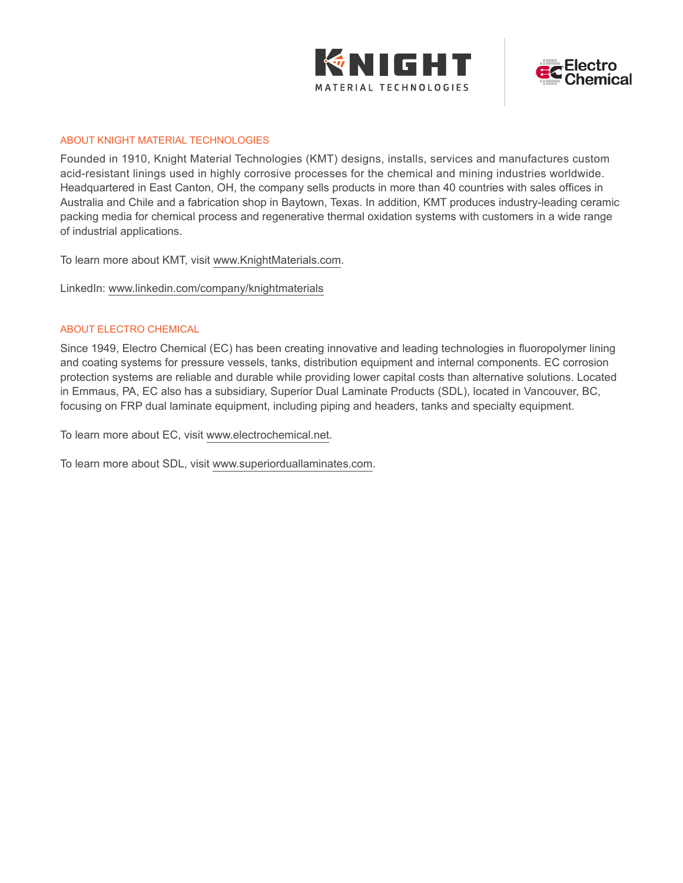## ABOUT KNIGHT MATERIAL TECHNOLOGIES

Founded in 1910, Knight Material Technologies (KMT) designs, installs, services and manufactures custom acid-resistant linings used in highly corrosive processes for the chemical and mining industries worldwide. Headquartered in East Canton, OH, the company sells products in more than 40 countries with sales offices in Australia and Chile and a fabrication shop in Baytown, Texas. In addition, KMT produces industry-leading ceramic packing media for chemical process and regenerative thermal oxidation systems with customers in a wide range of industrial applications.

To learn more about KMT, visit www.KnightMaterials.com.

LinkedIn: www.linkedin.com/company/knightmaterials

## ABOUT ELECTRO CHEMICAL

Since 1949, Electro Chemical (EC) has been creating innovative and leading technologies in fluoropolymer lining and coating systems for pressure vessels, tanks, distribution equipment and internal components. EC corrosion protection systems are reliable and durable while providing lower capital costs than alternative solutions. Located in Emmaus, PA, EC also has a subsidiary, Superior Dual Laminate Products (SDL), located in Vancouver, BC, focusing on FRP dual laminate equipment, including piping and headers, tanks and specialty equipment.

To learn more about EC, visit www.electrochemical.net.

To learn more about SDL, visit www.superiorduallaminates.com.